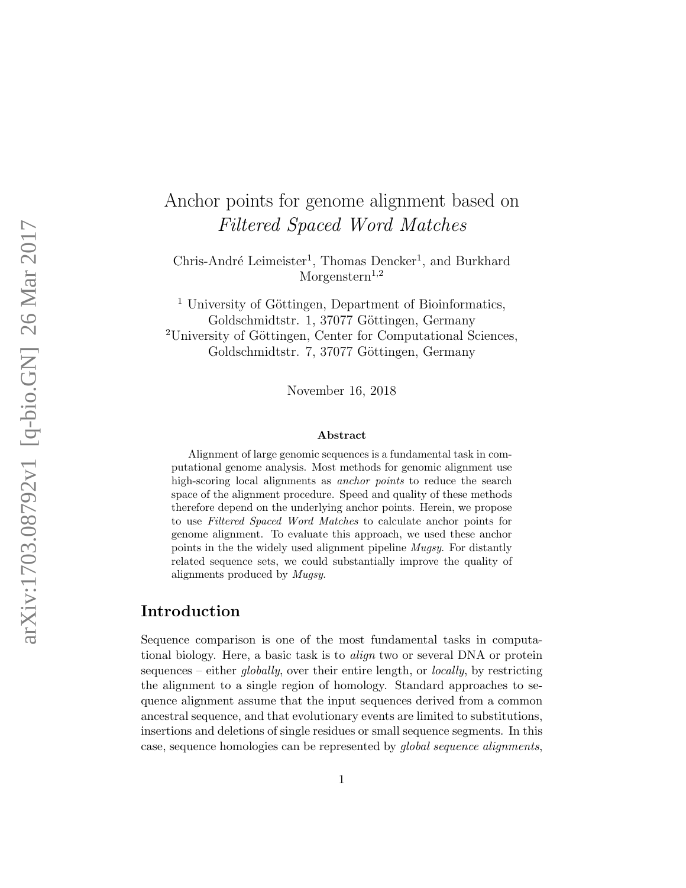# Anchor points for genome alignment based on *Filtered Spaced Word Matches*

Chris-André Leimeister[1], Thomas Dencker[1], and Burkhard Morgenstern[1,2]

[1] University of Göttingen, Department of Bioinformatics, Goldschmidtstr. 1, 37077 Göttingen, Germany
[2] University of Göttingen, Center for Computational Sciences, Goldschmidtstr. 7, 37077 Göttingen, Germany

November 16, 2018

### Abstract

Alignment of large genomic sequences is a fundamental task in computational genome analysis. Most methods for genomic alignment use high-scoring local alignments as *anchor points* to reduce the search space of the alignment procedure. Speed and quality of these methods therefore depend on the underlying anchor points. Herein, we propose to use *Filtered Spaced Word Matches* to calculate anchor points for genome alignment. To evaluate this approach, we used these anchor points in the the widely used alignment pipeline *Mugsy*. For distantly related sequence sets, we could substantially improve the quality of alignments produced by *Mugsy*.

## Introduction

Sequence comparison is one of the most fundamental tasks in computational biology. Here, a basic task is to *align* two or several DNA or protein sequences – either *globally*, over their entire length, or *locally*, by restricting the alignment to a single region of homology. Standard approaches to sequence alignment assume that the input sequences derived from a common ancestral sequence, and that evolutionary events are limited to substitutions, insertions and deletions of single residues or small sequence segments. In this case, sequence homologies can be represented by *global sequence alignments*,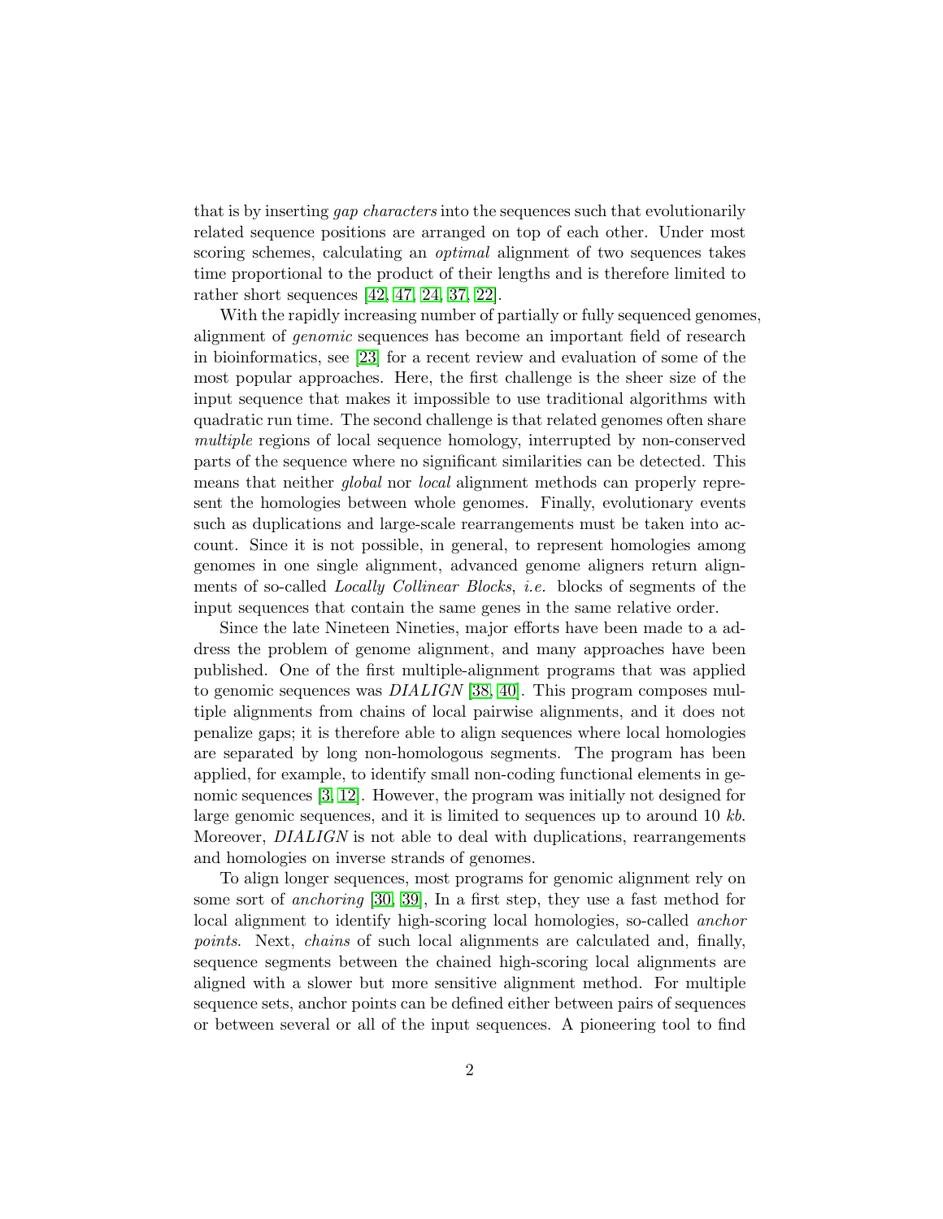that is by inserting *gap characters* into the sequences such that evolutionarily related sequence positions are arranged on top of each other. Under most scoring schemes, calculating an *optimal* alignment of two sequences takes time proportional to the product of their lengths and is therefore limited to rather short sequences [42, 47, 24, 37, 22].

With the rapidly increasing number of partially or fully sequenced genomes, alignment of *genomic* sequences has become an important field of research in bioinformatics, see [23] for a recent review and evaluation of some of the most popular approaches. Here, the first challenge is the sheer size of the input sequence that makes it impossible to use traditional algorithms with quadratic run time. The second challenge is that related genomes often share *multiple* regions of local sequence homology, interrupted by non-conserved parts of the sequence where no significant similarities can be detected. This means that neither *global* nor *local* alignment methods can properly represent the homologies between whole genomes. Finally, evolutionary events such as duplications and large-scale rearrangements must be taken into account. Since it is not possible, in general, to represent homologies among genomes in one single alignment, advanced genome aligners return alignments of so-called *Locally Collinear Blocks*, *i.e.* blocks of segments of the input sequences that contain the same genes in the same relative order.

Since the late Nineteen Nineties, major efforts have been made to a address the problem of genome alignment, and many approaches have been published. One of the first multiple-alignment programs that was applied to genomic sequences was *DIALIGN* [38, 40]. This program composes multiple alignments from chains of local pairwise alignments, and it does not penalize gaps; it is therefore able to align sequences where local homologies are separated by long non-homologous segments. The program has been applied, for example, to identify small non-coding functional elements in genomic sequences [3, 12]. However, the program was initially not designed for large genomic sequences, and it is limited to sequences up to around 10 *kb*. Moreover, *DIALIGN* is not able to deal with duplications, rearrangements and homologies on inverse strands of genomes.

To align longer sequences, most programs for genomic alignment rely on some sort of *anchoring* [30, 39], In a first step, they use a fast method for local alignment to identify high-scoring local homologies, so-called *anchor points*. Next, *chains* of such local alignments are calculated and, finally, sequence segments between the chained high-scoring local alignments are aligned with a slower but more sensitive alignment method. For multiple sequence sets, anchor points can be defined either between pairs of sequences or between several or all of the input sequences. A pioneering tool to find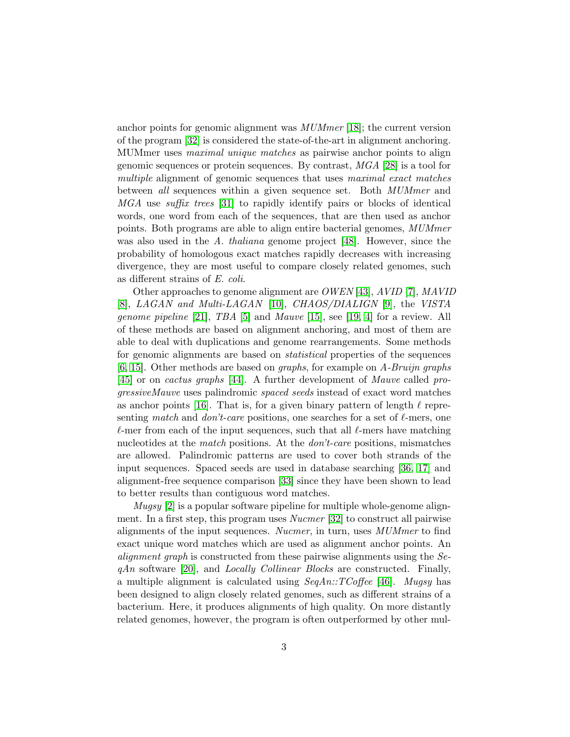anchor points for genomic alignment was *MUMmer* [18]; the current version of the program [32] is considered the state-of-the-art in alignment anchoring. MUMmer uses *maximal unique matches* as pairwise anchor points to align genomic sequences or protein sequences. By contrast, *MGA* [28] is a tool for *multiple* alignment of genomic sequences that uses *maximal exact matches* between *all* sequences within a given sequence set. Both *MUMmer* and *MGA* use *suffix trees* [31] to rapidly identify pairs or blocks of identical words, one word from each of the sequences, that are then used as anchor points. Both programs are able to align entire bacterial genomes, *MUMmer* was also used in the *A. thaliana* genome project [48]. However, since the probability of homologous exact matches rapidly decreases with increasing divergence, they are most useful to compare closely related genomes, such as different strains of *E. coli*.

Other approaches to genome alignment are *OWEN* [43], *AVID* [7], *MAVID* [8], *LAGAN and Multi-LAGAN* [10], *CHAOS/DIALIGN* [9], the *VISTA genome pipeline* [21], *TBA* [5] and *Mauve* [15], see [19, 4] for a review. All of these methods are based on alignment anchoring, and most of them are able to deal with duplications and genome rearrangements. Some methods for genomic alignments are based on *statistical* properties of the sequences [6, 15]. Other methods are based on *graphs*, for example on *A-Bruijn graphs* [45] or on *cactus graphs* [44]. A further development of *Mauve* called *progressiveMauve* uses palindromic *spaced seeds* instead of exact word matches as anchor points [16]. That is, for a given binary pattern of length $\ell$ representing *match* and *don't-care* positions, one searches for a set of $\ell$-mers, one $\ell$-mer from each of the input sequences, such that all $\ell$-mers have matching nucleotides at the *match* positions. At the *don't-care* positions, mismatches are allowed. Palindromic patterns are used to cover both strands of the input sequences. Spaced seeds are used in database searching [36, 17] and alignment-free sequence comparison [33] since they have been shown to lead to better results than contiguous word matches.

*Mugsy* [2] is a popular software pipeline for multiple whole-genome alignment. In a first step, this program uses *Nucmer* [32] to construct all pairwise alignments of the input sequences. *Nucmer*, in turn, uses *MUMmer* to find exact unique word matches which are used as alignment anchor points. An *alignment graph* is constructed from these pairwise alignments using the *SeqAn* software [20], and *Locally Collinear Blocks* are constructed. Finally, a multiple alignment is calculated using *SeqAn::TCoffee* [46]. *Mugsy* has been designed to align closely related genomes, such as different strains of a bacterium. Here, it produces alignments of high quality. On more distantly related genomes, however, the program is often outperformed by other mul-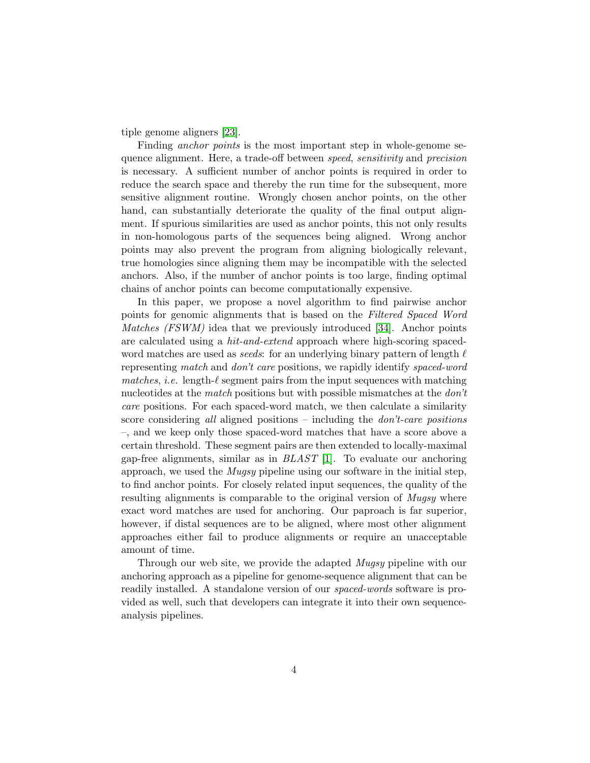tiple genome aligners [23].

Finding *anchor points* is the most important step in whole-genome sequence alignment. Here, a trade-off between *speed*, *sensitivity* and *precision* is necessary. A sufficient number of anchor points is required in order to reduce the search space and thereby the run time for the subsequent, more sensitive alignment routine. Wrongly chosen anchor points, on the other hand, can substantially deteriorate the quality of the final output alignment. If spurious similarities are used as anchor points, this not only results in non-homologous parts of the sequences being aligned. Wrong anchor points may also prevent the program from aligning biologically relevant, true homologies since aligning them may be incompatible with the selected anchors. Also, if the number of anchor points is too large, finding optimal chains of anchor points can become computationally expensive.

In this paper, we propose a novel algorithm to find pairwise anchor points for genomic alignments that is based on the *Filtered Spaced Word Matches (FSWM)* idea that we previously introduced [34]. Anchor points are calculated using a *hit-and-extend* approach where high-scoring spaced-word matches are used as *seeds*: for an underlying binary pattern of length $\ell$ representing *match* and *don't care* positions, we rapidly identify *spaced-word matches*, *i.e.* length-$\ell$ segment pairs from the input sequences with matching nucleotides at the *match* positions but with possible mismatches at the *don't care* positions. For each spaced-word match, we then calculate a similarity score considering *all* aligned positions – including the *don't-care positions* –, and we keep only those spaced-word matches that have a score above a certain threshold. These segment pairs are then extended to locally-maximal gap-free alignments, similar as in *BLAST* [1]. To evaluate our anchoring approach, we used the *Mugsy* pipeline using our software in the initial step, to find anchor points. For closely related input sequences, the quality of the resulting alignments is comparable to the original version of *Mugsy* where exact word matches are used for anchoring. Our paproach is far superior, however, if distal sequences are to be aligned, where most other alignment approaches either fail to produce alignments or require an unacceptable amount of time.

Through our web site, we provide the adapted *Mugsy* pipeline with our anchoring approach as a pipeline for genome-sequence alignment that can be readily installed. A standalone version of our *spaced-words* software is provided as well, such that developers can integrate it into their own sequence-analysis pipelines.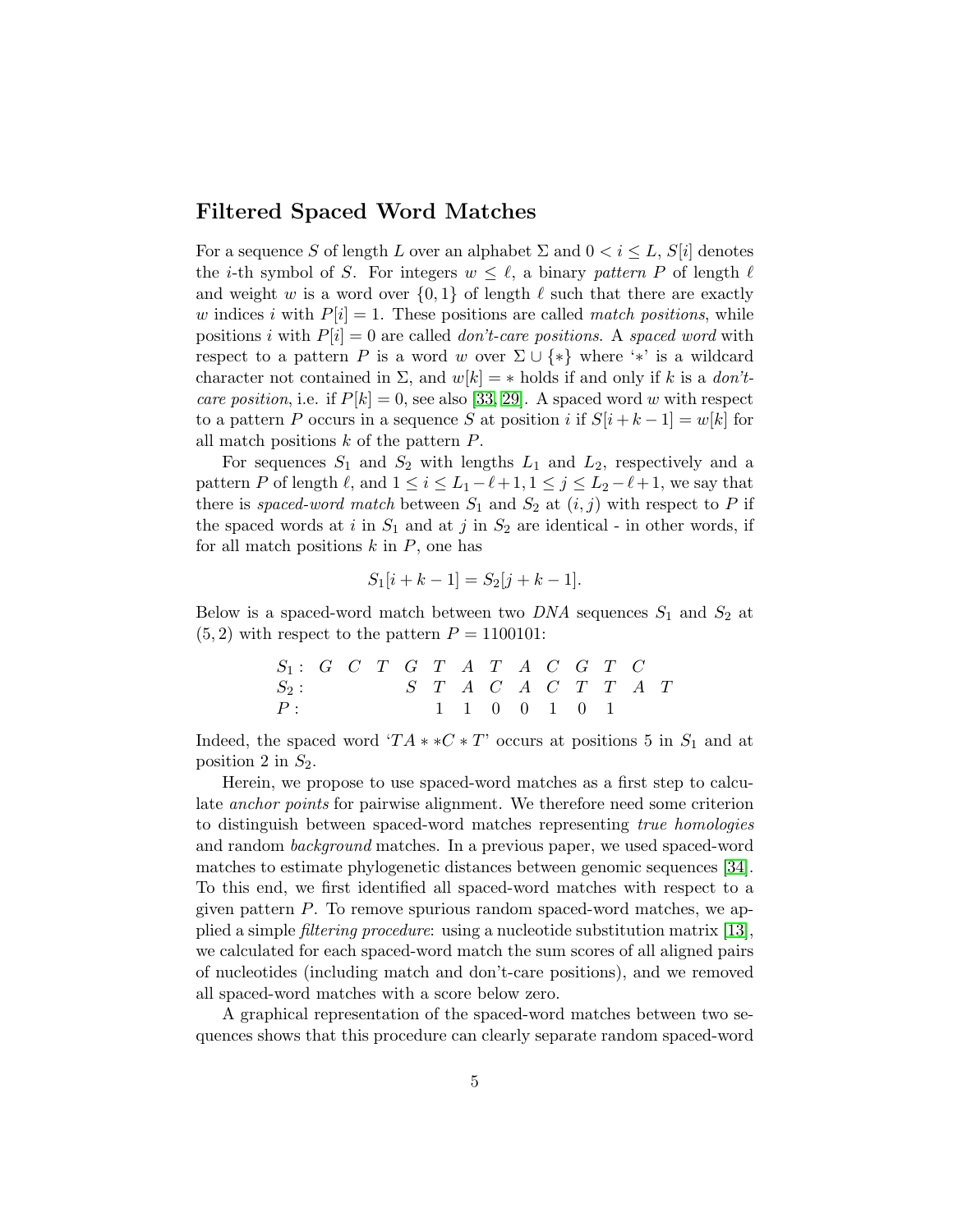## Filtered Spaced Word Matches

For a sequence $S$ of length $L$ over an alphabet $\Sigma$ and $0 < i \leq L$, $S[i]$ denotes the $i$-th symbol of $S$. For integers $w \leq \ell$, a binary *pattern* $P$ of length $\ell$ and weight $w$ is a word over $\{0, 1\}$ of length $\ell$ such that there are exactly $w$ indices $i$ with $P[i] = 1$. These positions are called *match positions*, while positions $i$ with $P[i] = 0$ are called *don't-care positions*. A *spaced word* with respect to a pattern $P$ is a word $w$ over $\Sigma \cup \{*\}$ where '$*$' is a wildcard character not contained in $\Sigma$, and $w[k] = *$ holds if and only if $k$ is a *don't-care position*, i.e. if $P[k] = 0$, see also [33, 29]. A spaced word $w$ with respect to a pattern $P$ occurs in a sequence $S$ at position $i$ if $S[i + k - 1] = w[k]$ for all match positions $k$ of the pattern $P$.

For sequences $S_1$ and $S_2$ with lengths $L_1$ and $L_2$, respectively and a pattern $P$ of length $\ell$, and $1 \leq i \leq L_1 - \ell + 1, 1 \leq j \leq L_2 - \ell + 1$, we say that there is *spaced-word match* between $S_1$ and $S_2$ at $(i, j)$ with respect to $P$ if the spaced words at $i$ in $S_1$ and at $j$ in $S_2$ are identical - in other words, if for all match positions $k$ in $P$, one has

$$S_1[i + k - 1] = S_2[j + k - 1].$$

Below is a spaced-word match between two *DNA* sequences $S_1$ and $S_2$ at $(5, 2)$ with respect to the pattern $P = 1100101$:

```
S1:  G  C  T  G  T  A  T  A  C  G  T  C
S2:           S  T  A  C  A  C  T  T  A  T
P:               1  1  0  0  1  0  1
```

Indeed, the spaced word '$TA * *C * T$' occurs at positions 5 in $S_1$ and at position 2 in $S_2$.

Herein, we propose to use spaced-word matches as a first step to calculate *anchor points* for pairwise alignment. We therefore need some criterion to distinguish between spaced-word matches representing *true homologies* and random *background* matches. In a previous paper, we used spaced-word matches to estimate phylogenetic distances between genomic sequences [34]. To this end, we first identified all spaced-word matches with respect to a given pattern $P$. To remove spurious random spaced-word matches, we applied a simple *filtering procedure*: using a nucleotide substitution matrix [13], we calculated for each spaced-word match the sum scores of all aligned pairs of nucleotides (including match and don't-care positions), and we removed all spaced-word matches with a score below zero.

A graphical representation of the spaced-word matches between two sequences shows that this procedure can clearly separate random spaced-word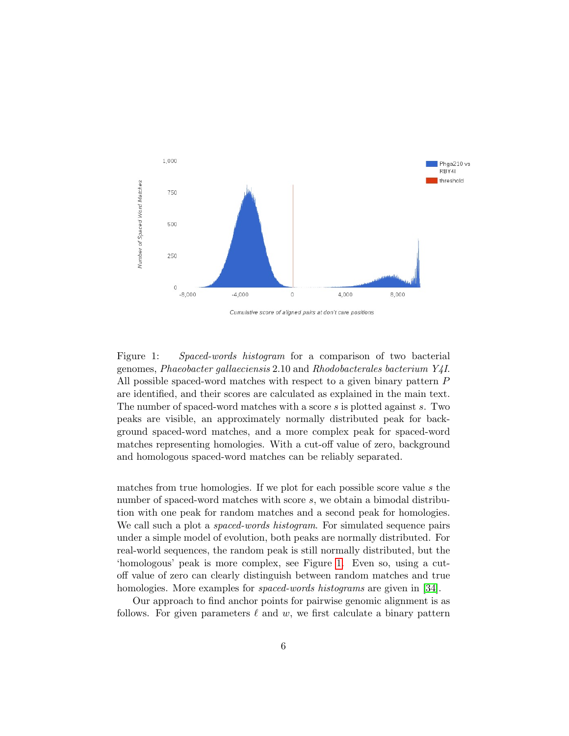Figure 1: *Spaced-words histogram* for a comparison of two bacterial genomes, *Phaeobacter gallaeciensis* 2.10 and *Rhodobacterales bacterium Y4I*. All possible spaced-word matches with respect to a given binary pattern $P$ are identified, and their scores are calculated as explained in the main text. The number of spaced-word matches with a score $s$ is plotted against $s$. Two peaks are visible, an approximately normally distributed peak for background spaced-word matches, and a more complex peak for spaced-word matches representing homologies. With a cut-off value of zero, background and homologous spaced-word matches can be reliably separated.

matches from true homologies. If we plot for each possible score value $s$ the number of spaced-word matches with score $s$, we obtain a bimodal distribution with one peak for random matches and a second peak for homologies. We call such a plot a *spaced-words histogram*. For simulated sequence pairs under a simple model of evolution, both peaks are normally distributed. For real-world sequences, the random peak is still normally distributed, but the 'homologous' peak is more complex, see Figure 1. Even so, using a cut-off value of zero can clearly distinguish between random matches and true homologies. More examples for *spaced-words histograms* are given in [34].

Our approach to find anchor points for pairwise genomic alignment is as follows. For given parameters $\ell$ and $w$, we first calculate a binary pattern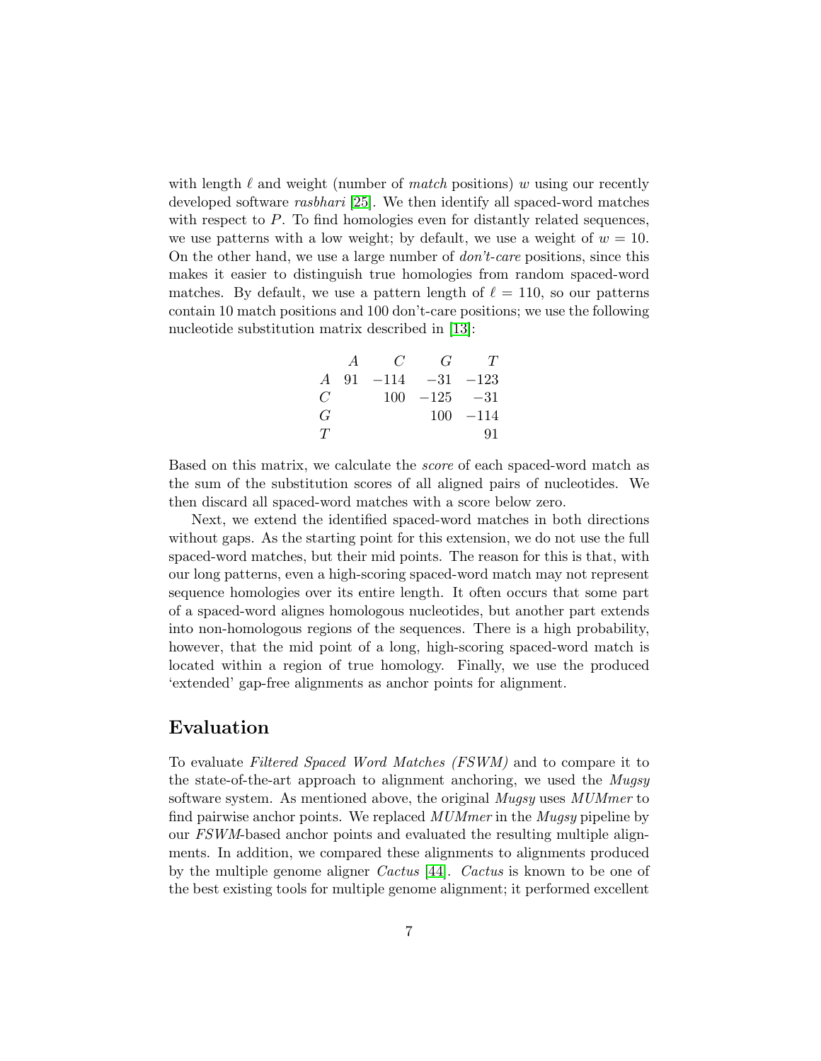with length $\ell$ and weight (number of *match* positions) $w$ using our recently developed software *rasbhari* [25]. We then identify all spaced-word matches with respect to $P$. To find homologies even for distantly related sequences, we use patterns with a low weight; by default, we use a weight of $w = 10$. On the other hand, we use a large number of *don't-care* positions, since this makes it easier to distinguish true homologies from random spaced-word matches. By default, we use a pattern length of $\ell = 110$, so our patterns contain 10 match positions and 100 don't-care positions; we use the following nucleotide substitution matrix described in [13]:

| | $A$ | $C$ | $G$ | $T$ |
|---|---|---|---|---|
| $A$ | 91 | $-114$ | $-31$ | $-123$ |
| $C$ | | 100 | $-125$ | $-31$ |
| $G$ | | | 100 | $-114$ |
| $T$ | | | | 91 |

Based on this matrix, we calculate the *score* of each spaced-word match as the sum of the substitution scores of all aligned pairs of nucleotides. We then discard all spaced-word matches with a score below zero.

Next, we extend the identified spaced-word matches in both directions without gaps. As the starting point for this extension, we do not use the full spaced-word matches, but their mid points. The reason for this is that, with our long patterns, even a high-scoring spaced-word match may not represent sequence homologies over its entire length. It often occurs that some part of a spaced-word alignes homologous nucleotides, but another part extends into non-homologous regions of the sequences. There is a high probability, however, that the mid point of a long, high-scoring spaced-word match is located within a region of true homology. Finally, we use the produced 'extended' gap-free alignments as anchor points for alignment.

## Evaluation

To evaluate *Filtered Spaced Word Matches (FSWM)* and to compare it to the state-of-the-art approach to alignment anchoring, we used the *Mugsy* software system. As mentioned above, the original *Mugsy* uses *MUMmer* to find pairwise anchor points. We replaced *MUMmer* in the *Mugsy* pipeline by our *FSWM*-based anchor points and evaluated the resulting multiple alignments. In addition, we compared these alignments to alignments produced by the multiple genome aligner *Cactus* [44]. *Cactus* is known to be one of the best existing tools for multiple genome alignment; it performed excellent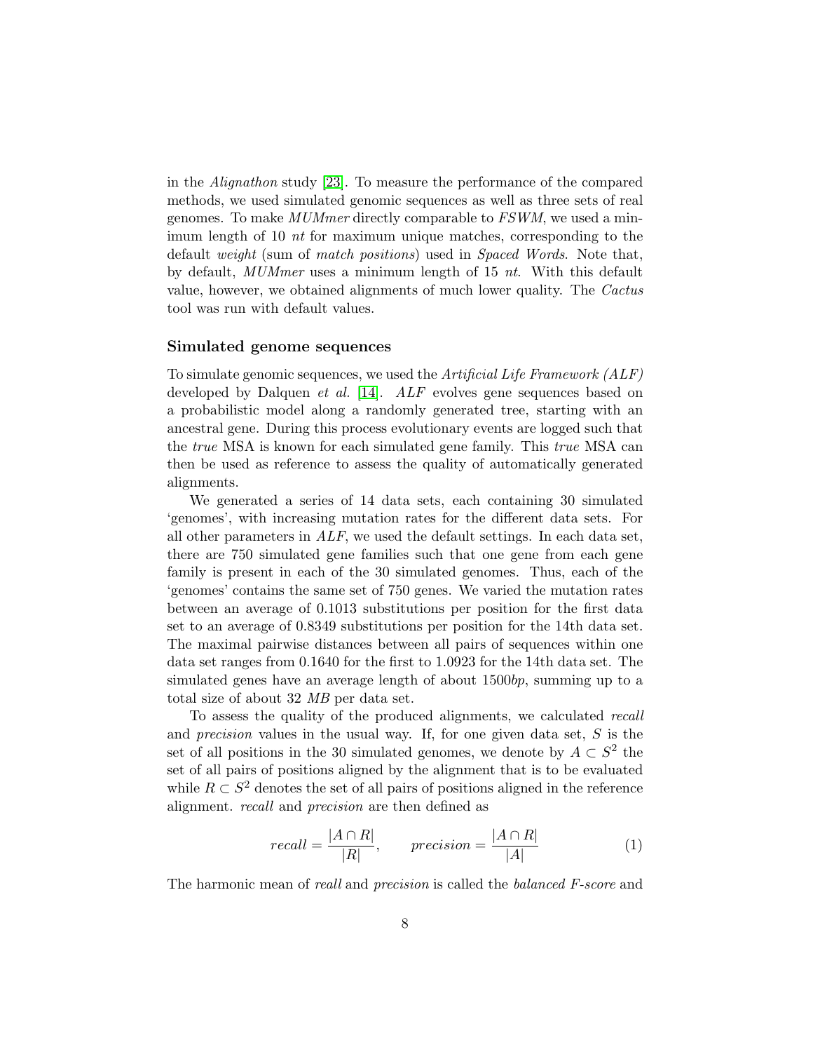in the *Alignathon* study [23]. To measure the performance of the compared methods, we used simulated genomic sequences as well as three sets of real genomes. To make *MUMmer* directly comparable to *FSWM*, we used a minimum length of 10 *nt* for maximum unique matches, corresponding to the default *weight* (sum of *match positions*) used in *Spaced Words*. Note that, by default, *MUMmer* uses a minimum length of 15 *nt*. With this default value, however, we obtained alignments of much lower quality. The *Cactus* tool was run with default values.

### Simulated genome sequences

To simulate genomic sequences, we used the *Artificial Life Framework (ALF)* developed by Dalquen *et al.* [14]. *ALF* evolves gene sequences based on a probabilistic model along a randomly generated tree, starting with an ancestral gene. During this process evolutionary events are logged such that the *true* MSA is known for each simulated gene family. This *true* MSA can then be used as reference to assess the quality of automatically generated alignments.

We generated a series of 14 data sets, each containing 30 simulated 'genomes', with increasing mutation rates for the different data sets. For all other parameters in *ALF*, we used the default settings. In each data set, there are 750 simulated gene families such that one gene from each gene family is present in each of the 30 simulated genomes. Thus, each of the 'genomes' contains the same set of 750 genes. We varied the mutation rates between an average of 0.1013 substitutions per position for the first data set to an average of 0.8349 substitutions per position for the 14th data set. The maximal pairwise distances between all pairs of sequences within one data set ranges from 0.1640 for the first to 1.0923 for the 14th data set. The simulated genes have an average length of about 1500*bp*, summing up to a total size of about 32 *MB* per data set.

To assess the quality of the produced alignments, we calculated *recall* and *precision* values in the usual way. If, for one given data set, $S$ is the set of all positions in the 30 simulated genomes, we denote by $A \subset S^2$ the set of all pairs of positions aligned by the alignment that is to be evaluated while $R \subset S^2$ denotes the set of all pairs of positions aligned in the reference alignment. *recall* and *precision* are then defined as

$$recall = \frac{|A \cap R|}{|R|}, \qquad precision = \frac{|A \cap R|}{|A|} \tag{1}$$

The harmonic mean of *reall* and *precision* is called the *balanced F-score* and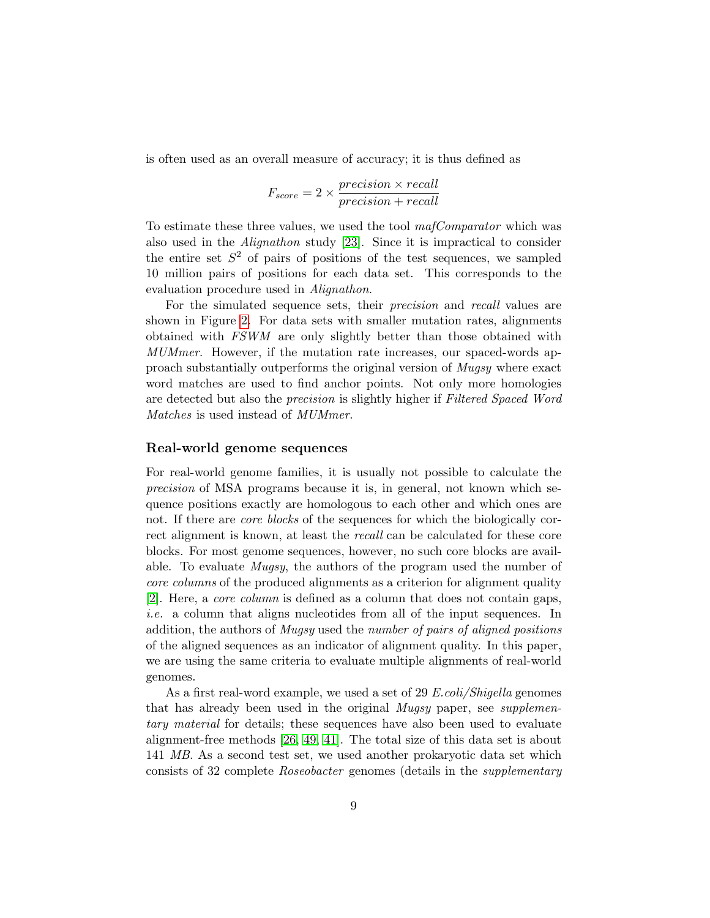is often used as an overall measure of accuracy; it is thus defined as

$$F_{score} = 2 \times \frac{precision \times recall}{precision + recall}$$

To estimate these three values, we used the tool *mafComparator* which was also used in the *Alignathon* study [23]. Since it is impractical to consider the entire set $S^2$ of pairs of positions of the test sequences, we sampled 10 million pairs of positions for each data set. This corresponds to the evaluation procedure used in *Alignathon*.

For the simulated sequence sets, their *precision* and *recall* values are shown in Figure 2. For data sets with smaller mutation rates, alignments obtained with *FSWM* are only slightly better than those obtained with *MUMmer*. However, if the mutation rate increases, our spaced-words approach substantially outperforms the original version of *Mugsy* where exact word matches are used to find anchor points. Not only more homologies are detected but also the *precision* is slightly higher if *Filtered Spaced Word Matches* is used instead of *MUMmer*.

### Real-world genome sequences

For real-world genome families, it is usually not possible to calculate the *precision* of MSA programs because it is, in general, not known which sequence positions exactly are homologous to each other and which ones are not. If there are *core blocks* of the sequences for which the biologically correct alignment is known, at least the *recall* can be calculated for these core blocks. For most genome sequences, however, no such core blocks are available. To evaluate *Mugsy*, the authors of the program used the number of *core columns* of the produced alignments as a criterion for alignment quality [2]. Here, a *core column* is defined as a column that does not contain gaps, *i.e.* a column that aligns nucleotides from all of the input sequences. In addition, the authors of *Mugsy* used the *number of pairs of aligned positions* of the aligned sequences as an indicator of alignment quality. In this paper, we are using the same criteria to evaluate multiple alignments of real-world genomes.

As a first real-word example, we used a set of 29 *E.coli/Shigella* genomes that has already been used in the original *Mugsy* paper, see *supplementary material* for details; these sequences have also been used to evaluate alignment-free methods [26, 49, 41]. The total size of this data set is about 141 *MB*. As a second test set, we used another prokaryotic data set which consists of 32 complete *Roseobacter* genomes (details in the *supplementary*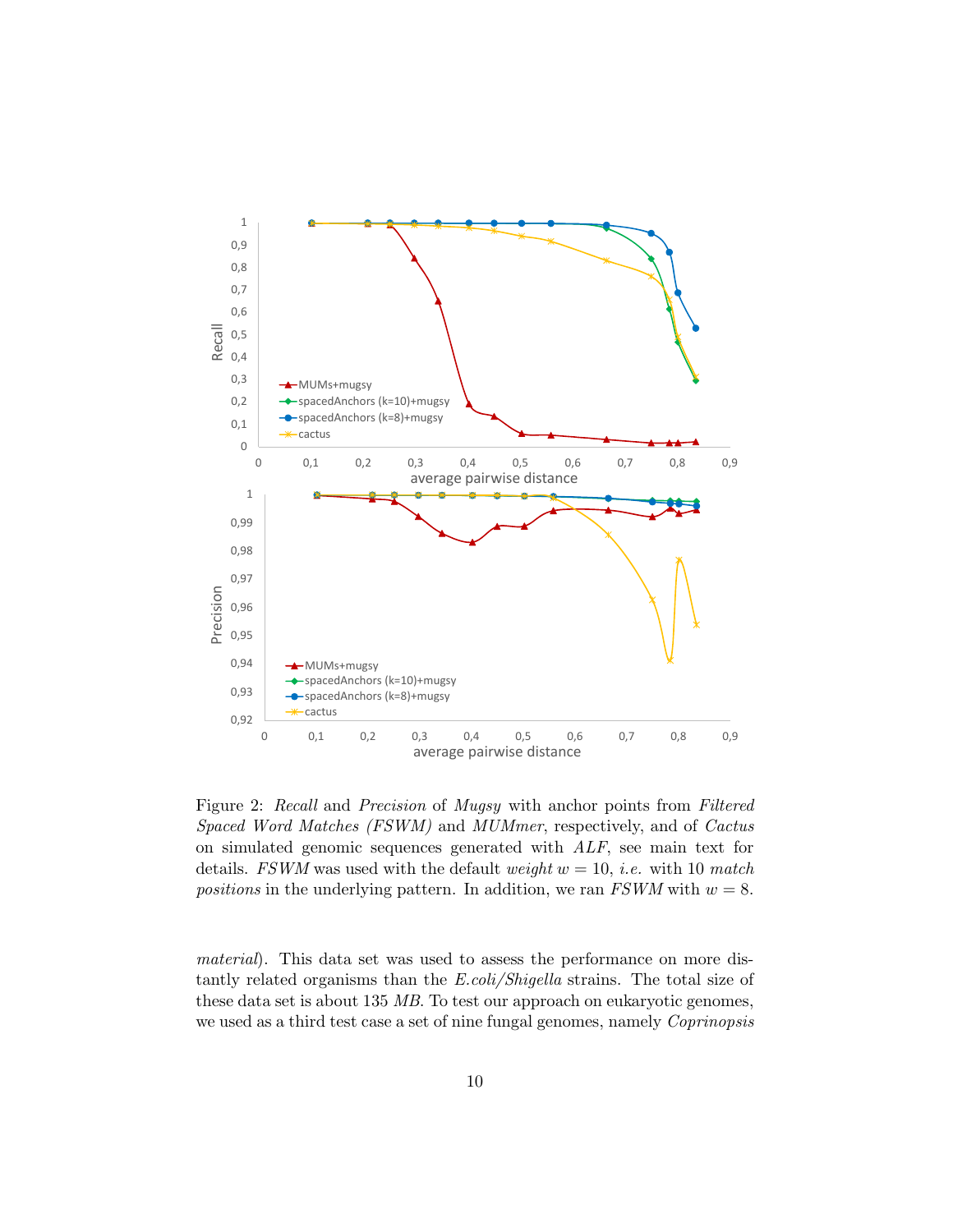Figure 2: *Recall* and *Precision* of *Mugsy* with anchor points from *Filtered Spaced Word Matches (FSWM)* and *MUMmer*, respectively, and of *Cactus* on simulated genomic sequences generated with *ALF*, see main text for details. *FSWM* was used with the default *weight* $w = 10$, *i.e.* with 10 *match positions* in the underlying pattern. In addition, we ran *FSWM* with $w = 8$.

*material*). This data set was used to assess the performance on more distantly related organisms than the *E.coli/Shigella* strains. The total size of these data set is about 135 *MB*. To test our approach on eukaryotic genomes, we used as a third test case a set of nine fungal genomes, namely *Coprinopsis*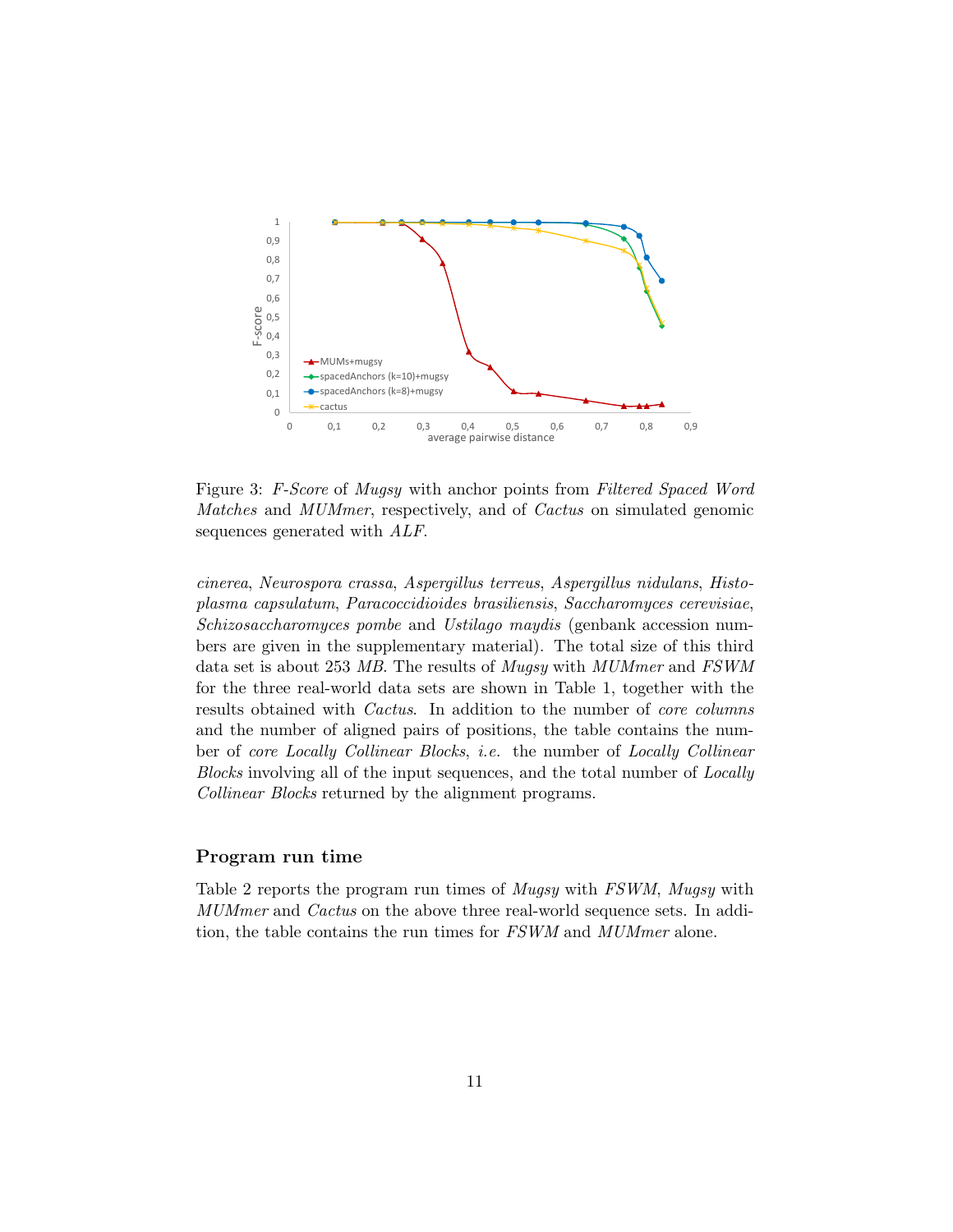Figure 3: *F-Score* of *Mugsy* with anchor points from *Filtered Spaced Word Matches* and *MUMmer*, respectively, and of *Cactus* on simulated genomic sequences generated with *ALF*.

*cinerea*, *Neurospora crassa*, *Aspergillus terreus*, *Aspergillus nidulans*, *Histoplasma capsulatum*, *Paracoccidioides brasiliensis*, *Saccharomyces cerevisiae*, *Schizosaccharomyces pombe* and *Ustilago maydis* (genbank accession numbers are given in the supplementary material). The total size of this third data set is about 253 *MB*. The results of *Mugsy* with *MUMmer* and *FSWM* for the three real-world data sets are shown in Table 1, together with the results obtained with *Cactus*. In addition to the number of *core columns* and the number of aligned pairs of positions, the table contains the number of *core Locally Collinear Blocks*, *i.e.* the number of *Locally Collinear Blocks* involving all of the input sequences, and the total number of *Locally Collinear Blocks* returned by the alignment programs.

### Program run time

Table 2 reports the program run times of *Mugsy* with *FSWM*, *Mugsy* with *MUMmer* and *Cactus* on the above three real-world sequence sets. In addition, the table contains the run times for *FSWM* and *MUMmer* alone.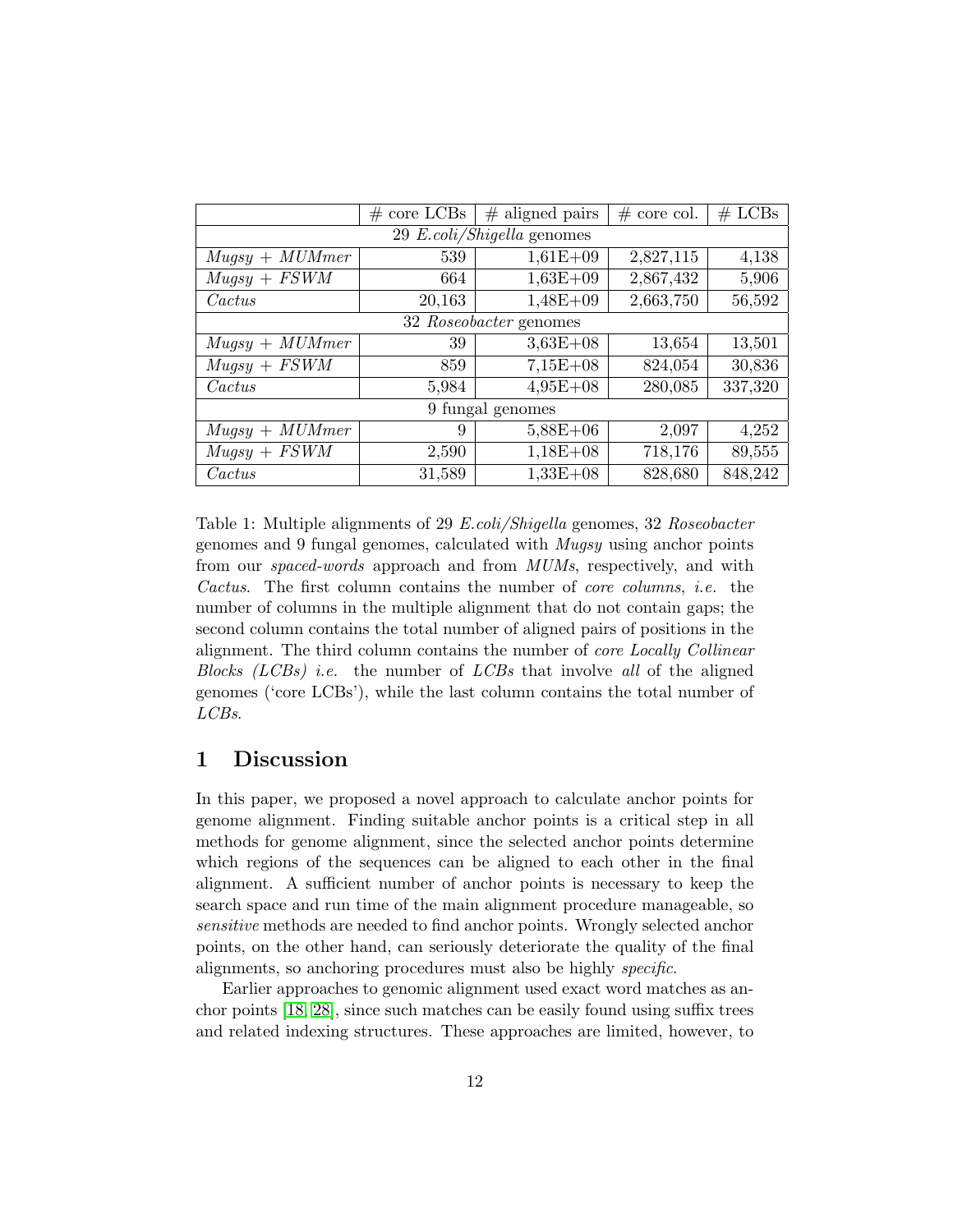| | # core LCBs | # aligned pairs | # core col. | # LCBs |
|---|---|---|---|---|
| 29 *E.coli/Shigella* genomes | | | | |
| *Mugsy + MUMmer* | 539 | 1,61E+09 | 2,827,115 | 4,138 |
| *Mugsy + FSWM* | 664 | 1,63E+09 | 2,867,432 | 5,906 |
| *Cactus* | 20,163 | 1,48E+09 | 2,663,750 | 56,592 |
| 32 *Roseobacter* genomes | | | | |
| *Mugsy + MUMmer* | 39 | 3,63E+08 | 13,654 | 13,501 |
| *Mugsy + FSWM* | 859 | 7,15E+08 | 824,054 | 30,836 |
| *Cactus* | 5,984 | 4,95E+08 | 280,085 | 337,320 |
| 9 fungal genomes | | | | |
| *Mugsy + MUMmer* | 9 | 5,88E+06 | 2,097 | 4,252 |
| *Mugsy + FSWM* | 2,590 | 1,18E+08 | 718,176 | 89,555 |
| *Cactus* | 31,589 | 1,33E+08 | 828,680 | 848,242 |

Table 1: Multiple alignments of 29 *E.coli/Shigella* genomes, 32 *Roseobacter* genomes and 9 fungal genomes, calculated with *Mugsy* using anchor points from our *spaced-words* approach and from *MUMs*, respectively, and with *Cactus*. The first column contains the number of *core columns*, *i.e.* the number of columns in the multiple alignment that do not contain gaps; the second column contains the total number of aligned pairs of positions in the alignment. The third column contains the number of *core Locally Collinear Blocks (LCBs) i.e.* the number of *LCBs* that involve *all* of the aligned genomes ('core LCBs'), while the last column contains the total number of *LCBs*.

# 1 Discussion

In this paper, we proposed a novel approach to calculate anchor points for genome alignment. Finding suitable anchor points is a critical step in all methods for genome alignment, since the selected anchor points determine which regions of the sequences can be aligned to each other in the final alignment. A sufficient number of anchor points is necessary to keep the search space and run time of the main alignment procedure manageable, so *sensitive* methods are needed to find anchor points. Wrongly selected anchor points, on the other hand, can seriously deteriorate the quality of the final alignments, so anchoring procedures must also be highly *specific*.

Earlier approaches to genomic alignment used exact word matches as anchor points [18, 28], since such matches can be easily found using suffix trees and related indexing structures. These approaches are limited, however, to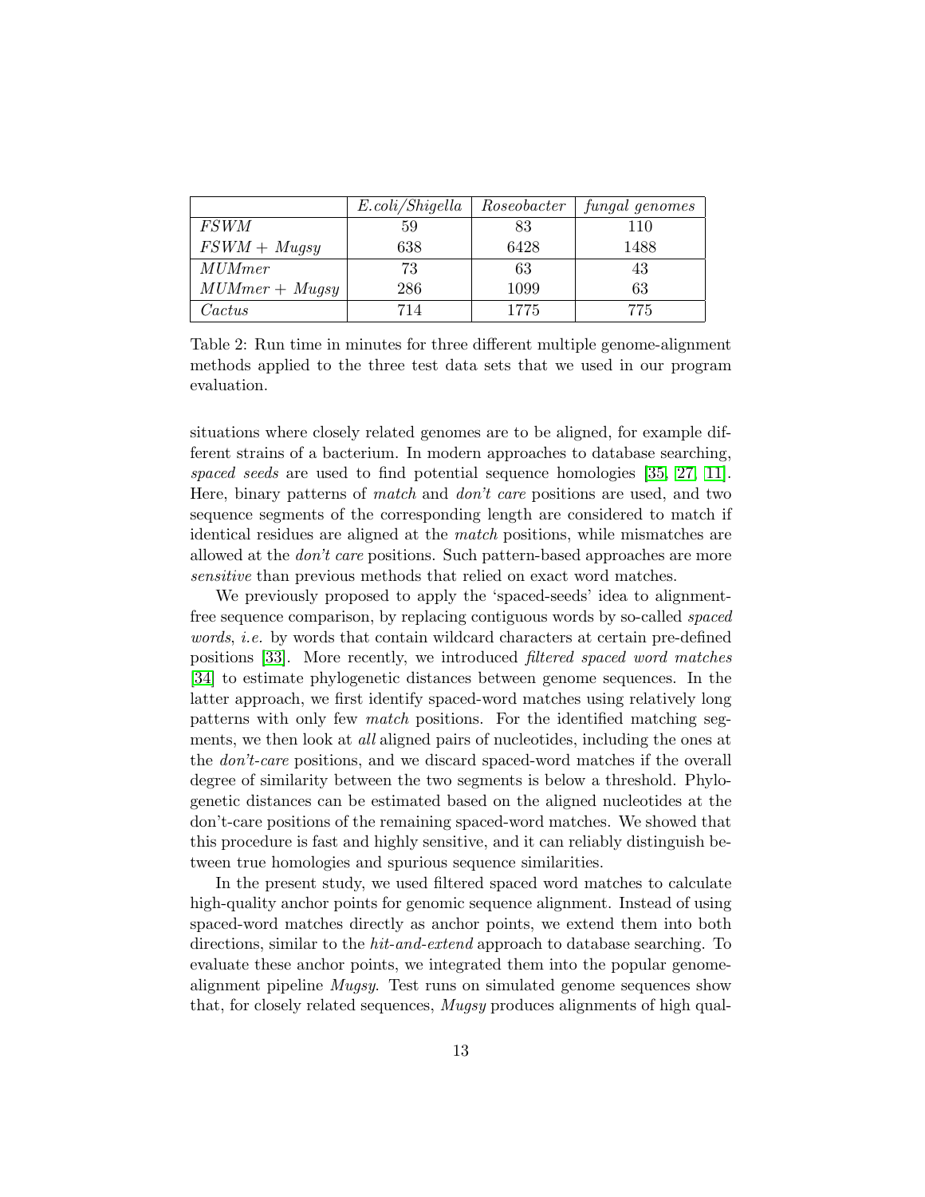| | *E.coli/Shigella* | *Roseobacter* | *fungal genomes* |
|---|---|---|---|
| *FSWM* | 59 | 83 | 110 |
| *FSWM + Mugsy* | 638 | 6428 | 1488 |
| *MUMmer* | 73 | 63 | 43 |
| *MUMmer + Mugsy* | 286 | 1099 | 63 |
| *Cactus* | 714 | 1775 | 775 |

Table 2: Run time in minutes for three different multiple genome-alignment methods applied to the three test data sets that we used in our program evaluation.

situations where closely related genomes are to be aligned, for example different strains of a bacterium. In modern approaches to database searching, *spaced seeds* are used to find potential sequence homologies [35, 27, 11]. Here, binary patterns of *match* and *don't care* positions are used, and two sequence segments of the corresponding length are considered to match if identical residues are aligned at the *match* positions, while mismatches are allowed at the *don't care* positions. Such pattern-based approaches are more *sensitive* than previous methods that relied on exact word matches.

We previously proposed to apply the 'spaced-seeds' idea to alignment-free sequence comparison, by replacing contiguous words by so-called *spaced words*, *i.e.* by words that contain wildcard characters at certain pre-defined positions [33]. More recently, we introduced *filtered spaced word matches* [34] to estimate phylogenetic distances between genome sequences. In the latter approach, we first identify spaced-word matches using relatively long patterns with only few *match* positions. For the identified matching segments, we then look at *all* aligned pairs of nucleotides, including the ones at the *don't-care* positions, and we discard spaced-word matches if the overall degree of similarity between the two segments is below a threshold. Phylogenetic distances can be estimated based on the aligned nucleotides at the don't-care positions of the remaining spaced-word matches. We showed that this procedure is fast and highly sensitive, and it can reliably distinguish between true homologies and spurious sequence similarities.

In the present study, we used filtered spaced word matches to calculate high-quality anchor points for genomic sequence alignment. Instead of using spaced-word matches directly as anchor points, we extend them into both directions, similar to the *hit-and-extend* approach to database searching. To evaluate these anchor points, we integrated them into the popular genome-alignment pipeline *Mugsy*. Test runs on simulated genome sequences show that, for closely related sequences, *Mugsy* produces alignments of high qual-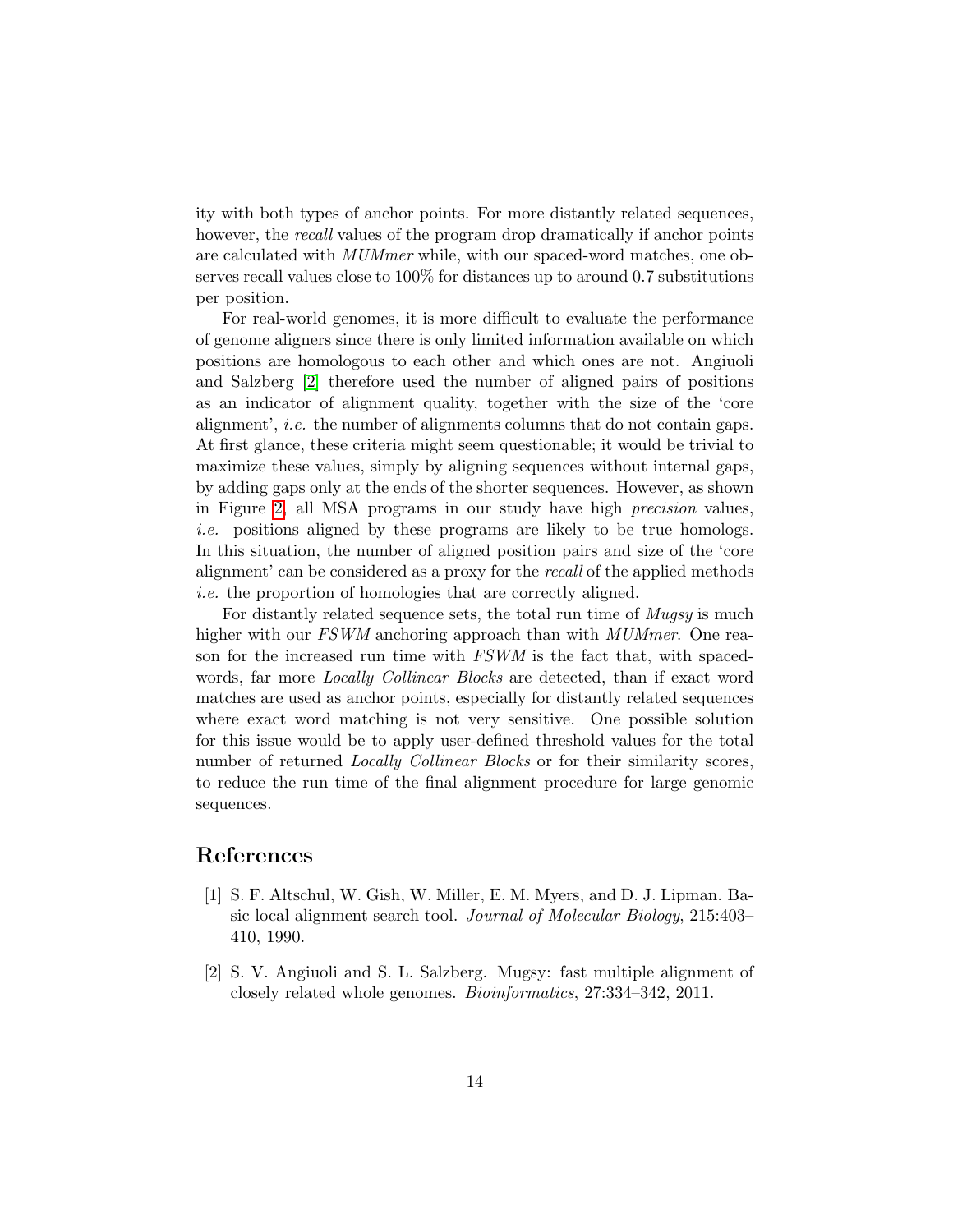ity with both types of anchor points. For more distantly related sequences, however, the *recall* values of the program drop dramatically if anchor points are calculated with *MUMmer* while, with our spaced-word matches, one observes recall values close to 100% for distances up to around 0.7 substitutions per position.

For real-world genomes, it is more difficult to evaluate the performance of genome aligners since there is only limited information available on which positions are homologous to each other and which ones are not. Angiuoli and Salzberg [2] therefore used the number of aligned pairs of positions as an indicator of alignment quality, together with the size of the 'core alignment', *i.e.* the number of alignments columns that do not contain gaps. At first glance, these criteria might seem questionable; it would be trivial to maximize these values, simply by aligning sequences without internal gaps, by adding gaps only at the ends of the shorter sequences. However, as shown in Figure 2, all MSA programs in our study have high *precision* values, *i.e.* positions aligned by these programs are likely to be true homologs. In this situation, the number of aligned position pairs and size of the 'core alignment' can be considered as a proxy for the *recall* of the applied methods *i.e.* the proportion of homologies that are correctly aligned.

For distantly related sequence sets, the total run time of *Mugsy* is much higher with our *FSWM* anchoring approach than with *MUMmer*. One reason for the increased run time with *FSWM* is the fact that, with spaced-words, far more *Locally Collinear Blocks* are detected, than if exact word matches are used as anchor points, especially for distantly related sequences where exact word matching is not very sensitive. One possible solution for this issue would be to apply user-defined threshold values for the total number of returned *Locally Collinear Blocks* or for their similarity scores, to reduce the run time of the final alignment procedure for large genomic sequences.

# References

[1] S. F. Altschul, W. Gish, W. Miller, E. M. Myers, and D. J. Lipman. Basic local alignment search tool. *Journal of Molecular Biology*, 215:403–410, 1990.

[2] S. V. Angiuoli and S. L. Salzberg. Mugsy: fast multiple alignment of closely related whole genomes. *Bioinformatics*, 27:334–342, 2011.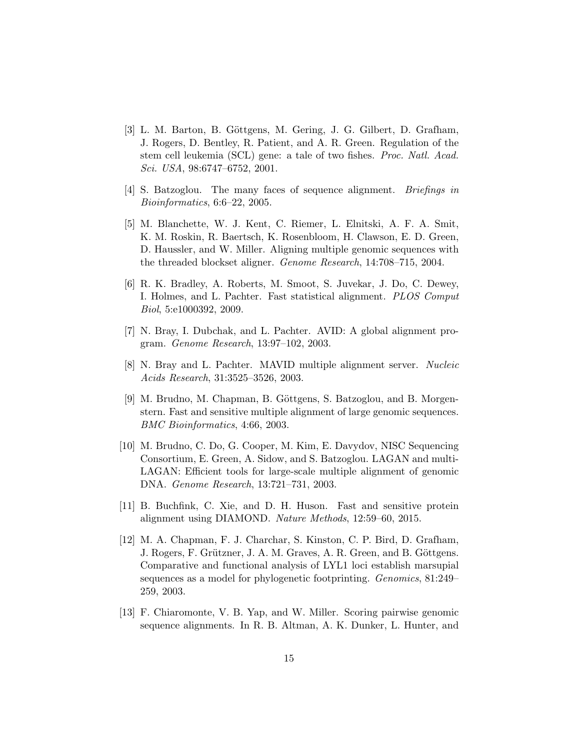[3] L. M. Barton, B. Göttgens, M. Gering, J. G. Gilbert, D. Grafham, J. Rogers, D. Bentley, R. Patient, and A. R. Green. Regulation of the stem cell leukemia (SCL) gene: a tale of two fishes. *Proc. Natl. Acad. Sci. USA*, 98:6747–6752, 2001.

[4] S. Batzoglou. The many faces of sequence alignment. *Briefings in Bioinformatics*, 6:6–22, 2005.

[5] M. Blanchette, W. J. Kent, C. Riemer, L. Elnitski, A. F. A. Smit, K. M. Roskin, R. Baertsch, K. Rosenbloom, H. Clawson, E. D. Green, D. Haussler, and W. Miller. Aligning multiple genomic sequences with the threaded blockset aligner. *Genome Research*, 14:708–715, 2004.

[6] R. K. Bradley, A. Roberts, M. Smoot, S. Juvekar, J. Do, C. Dewey, I. Holmes, and L. Pachter. Fast statistical alignment. *PLOS Comput Biol*, 5:e1000392, 2009.

[7] N. Bray, I. Dubchak, and L. Pachter. AVID: A global alignment program. *Genome Research*, 13:97–102, 2003.

[8] N. Bray and L. Pachter. MAVID multiple alignment server. *Nucleic Acids Research*, 31:3525–3526, 2003.

[9] M. Brudno, M. Chapman, B. Göttgens, S. Batzoglou, and B. Morgenstern. Fast and sensitive multiple alignment of large genomic sequences. *BMC Bioinformatics*, 4:66, 2003.

[10] M. Brudno, C. Do, G. Cooper, M. Kim, E. Davydov, NISC Sequencing Consortium, E. Green, A. Sidow, and S. Batzoglou. LAGAN and multi-LAGAN: Efficient tools for large-scale multiple alignment of genomic DNA. *Genome Research*, 13:721–731, 2003.

[11] B. Buchfink, C. Xie, and D. H. Huson. Fast and sensitive protein alignment using DIAMOND. *Nature Methods*, 12:59–60, 2015.

[12] M. A. Chapman, F. J. Charchar, S. Kinston, C. P. Bird, D. Grafham, J. Rogers, F. Grützner, J. A. M. Graves, A. R. Green, and B. Göttgens. Comparative and functional analysis of LYL1 loci establish marsupial sequences as a model for phylogenetic footprinting. *Genomics*, 81:249–259, 2003.

[13] F. Chiaromonte, V. B. Yap, and W. Miller. Scoring pairwise genomic sequence alignments. In R. B. Altman, A. K. Dunker, L. Hunter, and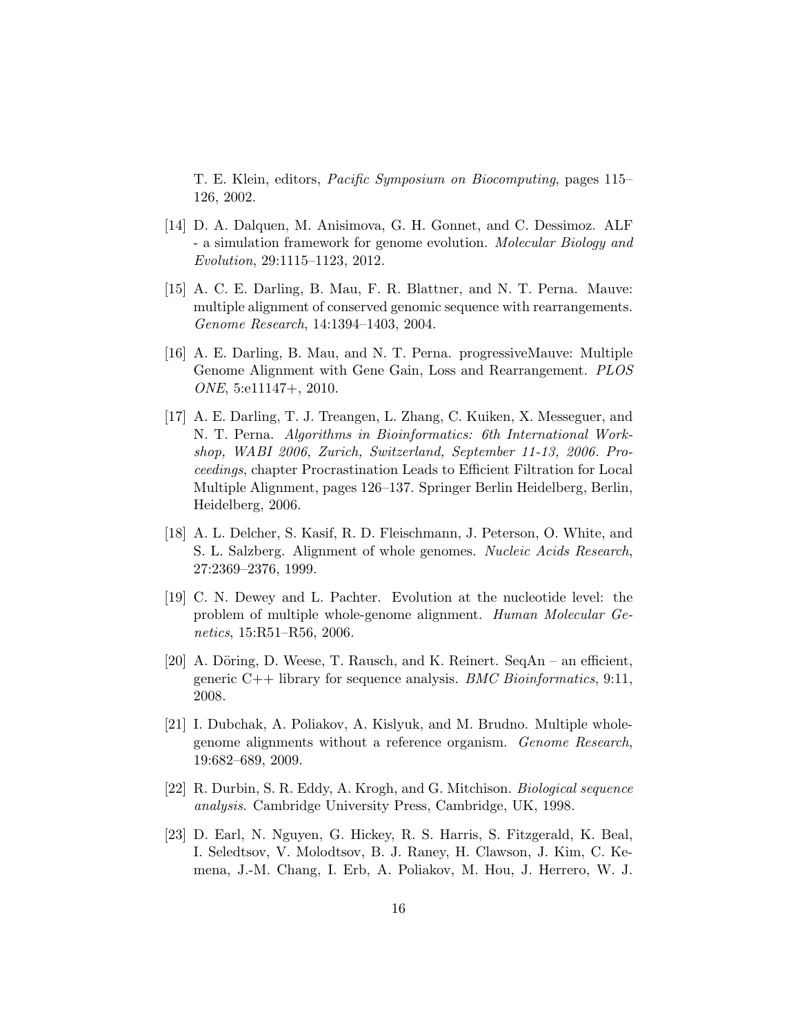T. E. Klein, editors, *Pacific Symposium on Biocomputing*, pages 115–126, 2002.

[14] D. A. Dalquen, M. Anisimova, G. H. Gonnet, and C. Dessimoz. ALF - a simulation framework for genome evolution. *Molecular Biology and Evolution*, 29:1115–1123, 2012.

[15] A. C. E. Darling, B. Mau, F. R. Blattner, and N. T. Perna. Mauve: multiple alignment of conserved genomic sequence with rearrangements. *Genome Research*, 14:1394–1403, 2004.

[16] A. E. Darling, B. Mau, and N. T. Perna. progressiveMauve: Multiple Genome Alignment with Gene Gain, Loss and Rearrangement. *PLOS ONE*, 5:e11147+, 2010.

[17] A. E. Darling, T. J. Treangen, L. Zhang, C. Kuiken, X. Messeguer, and N. T. Perna. *Algorithms in Bioinformatics: 6th International Workshop, WABI 2006, Zurich, Switzerland, September 11-13, 2006. Proceedings*, chapter Procrastination Leads to Efficient Filtration for Local Multiple Alignment, pages 126–137. Springer Berlin Heidelberg, Berlin, Heidelberg, 2006.

[18] A. L. Delcher, S. Kasif, R. D. Fleischmann, J. Peterson, O. White, and S. L. Salzberg. Alignment of whole genomes. *Nucleic Acids Research*, 27:2369–2376, 1999.

[19] C. N. Dewey and L. Pachter. Evolution at the nucleotide level: the problem of multiple whole-genome alignment. *Human Molecular Genetics*, 15:R51–R56, 2006.

[20] A. Döring, D. Weese, T. Rausch, and K. Reinert. SeqAn – an efficient, generic C++ library for sequence analysis. *BMC Bioinformatics*, 9:11, 2008.

[21] I. Dubchak, A. Poliakov, A. Kislyuk, and M. Brudno. Multiple whole-genome alignments without a reference organism. *Genome Research*, 19:682–689, 2009.

[22] R. Durbin, S. R. Eddy, A. Krogh, and G. Mitchison. *Biological sequence analysis*. Cambridge University Press, Cambridge, UK, 1998.

[23] D. Earl, N. Nguyen, G. Hickey, R. S. Harris, S. Fitzgerald, K. Beal, I. Seledtsov, V. Molodtsov, B. J. Raney, H. Clawson, J. Kim, C. Kemena, J.-M. Chang, I. Erb, A. Poliakov, M. Hou, J. Herrero, W. J.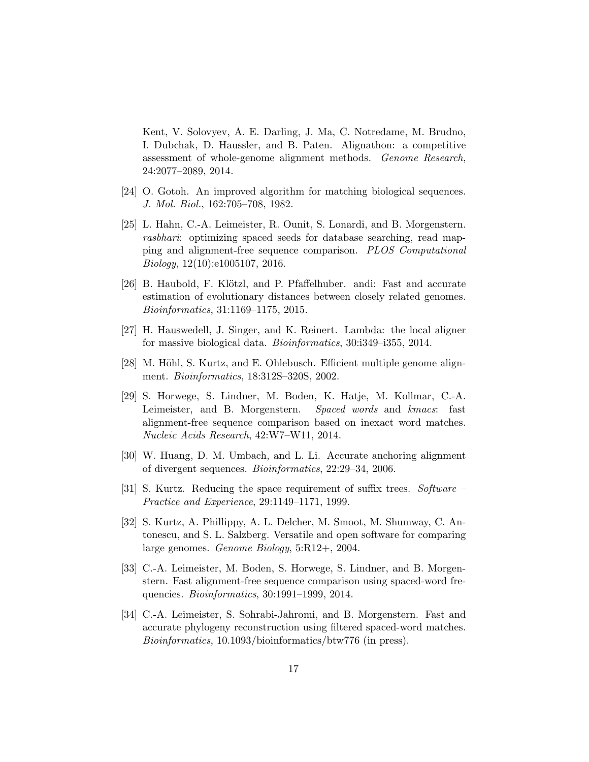Kent, V. Solovyev, A. E. Darling, J. Ma, C. Notredame, M. Brudno, I. Dubchak, D. Haussler, and B. Paten. Alignathon: a competitive assessment of whole-genome alignment methods. *Genome Research*, 24:2077–2089, 2014.

[24] O. Gotoh. An improved algorithm for matching biological sequences. *J. Mol. Biol.*, 162:705–708, 1982.

[25] L. Hahn, C.-A. Leimeister, R. Ounit, S. Lonardi, and B. Morgenstern. *rasbhari*: optimizing spaced seeds for database searching, read mapping and alignment-free sequence comparison. *PLOS Computational Biology*, 12(10):e1005107, 2016.

[26] B. Haubold, F. Klötzl, and P. Pfaffelhuber. andi: Fast and accurate estimation of evolutionary distances between closely related genomes. *Bioinformatics*, 31:1169–1175, 2015.

[27] H. Hauswedell, J. Singer, and K. Reinert. Lambda: the local aligner for massive biological data. *Bioinformatics*, 30:i349–i355, 2014.

[28] M. Höhl, S. Kurtz, and E. Ohlebusch. Efficient multiple genome alignment. *Bioinformatics*, 18:312S–320S, 2002.

[29] S. Horwege, S. Lindner, M. Boden, K. Hatje, M. Kollmar, C.-A. Leimeister, and B. Morgenstern. *Spaced words* and *kmacs*: fast alignment-free sequence comparison based on inexact word matches. *Nucleic Acids Research*, 42:W7–W11, 2014.

[30] W. Huang, D. M. Umbach, and L. Li. Accurate anchoring alignment of divergent sequences. *Bioinformatics*, 22:29–34, 2006.

[31] S. Kurtz. Reducing the space requirement of suffix trees. *Software – Practice and Experience*, 29:1149–1171, 1999.

[32] S. Kurtz, A. Phillippy, A. L. Delcher, M. Smoot, M. Shumway, C. Antonescu, and S. L. Salzberg. Versatile and open software for comparing large genomes. *Genome Biology*, 5:R12+, 2004.

[33] C.-A. Leimeister, M. Boden, S. Horwege, S. Lindner, and B. Morgenstern. Fast alignment-free sequence comparison using spaced-word frequencies. *Bioinformatics*, 30:1991–1999, 2014.

[34] C.-A. Leimeister, S. Sohrabi-Jahromi, and B. Morgenstern. Fast and accurate phylogeny reconstruction using filtered spaced-word matches. *Bioinformatics*, 10.1093/bioinformatics/btw776 (in press).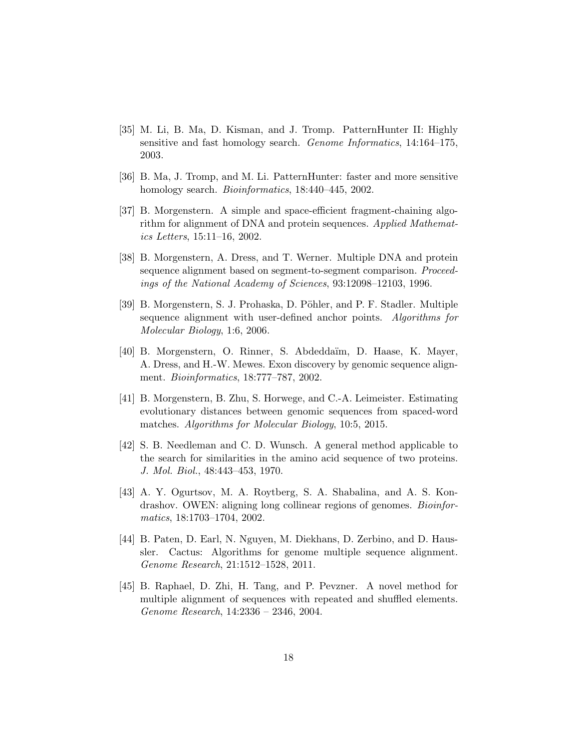[35] M. Li, B. Ma, D. Kisman, and J. Tromp. PatternHunter II: Highly sensitive and fast homology search. *Genome Informatics*, 14:164–175, 2003.

[36] B. Ma, J. Tromp, and M. Li. PatternHunter: faster and more sensitive homology search. *Bioinformatics*, 18:440–445, 2002.

[37] B. Morgenstern. A simple and space-efficient fragment-chaining algorithm for alignment of DNA and protein sequences. *Applied Mathematics Letters*, 15:11–16, 2002.

[38] B. Morgenstern, A. Dress, and T. Werner. Multiple DNA and protein sequence alignment based on segment-to-segment comparison. *Proceedings of the National Academy of Sciences*, 93:12098–12103, 1996.

[39] B. Morgenstern, S. J. Prohaska, D. Pöhler, and P. F. Stadler. Multiple sequence alignment with user-defined anchor points. *Algorithms for Molecular Biology*, 1:6, 2006.

[40] B. Morgenstern, O. Rinner, S. Abdeddaïm, D. Haase, K. Mayer, A. Dress, and H.-W. Mewes. Exon discovery by genomic sequence alignment. *Bioinformatics*, 18:777–787, 2002.

[41] B. Morgenstern, B. Zhu, S. Horwege, and C.-A. Leimeister. Estimating evolutionary distances between genomic sequences from spaced-word matches. *Algorithms for Molecular Biology*, 10:5, 2015.

[42] S. B. Needleman and C. D. Wunsch. A general method applicable to the search for similarities in the amino acid sequence of two proteins. *J. Mol. Biol.*, 48:443–453, 1970.

[43] A. Y. Ogurtsov, M. A. Roytberg, S. A. Shabalina, and A. S. Kondrashov. OWEN: aligning long collinear regions of genomes. *Bioinformatics*, 18:1703–1704, 2002.

[44] B. Paten, D. Earl, N. Nguyen, M. Diekhans, D. Zerbino, and D. Haussler. Cactus: Algorithms for genome multiple sequence alignment. *Genome Research*, 21:1512–1528, 2011.

[45] B. Raphael, D. Zhi, H. Tang, and P. Pevzner. A novel method for multiple alignment of sequences with repeated and shuffled elements. *Genome Research*, 14:2336 – 2346, 2004.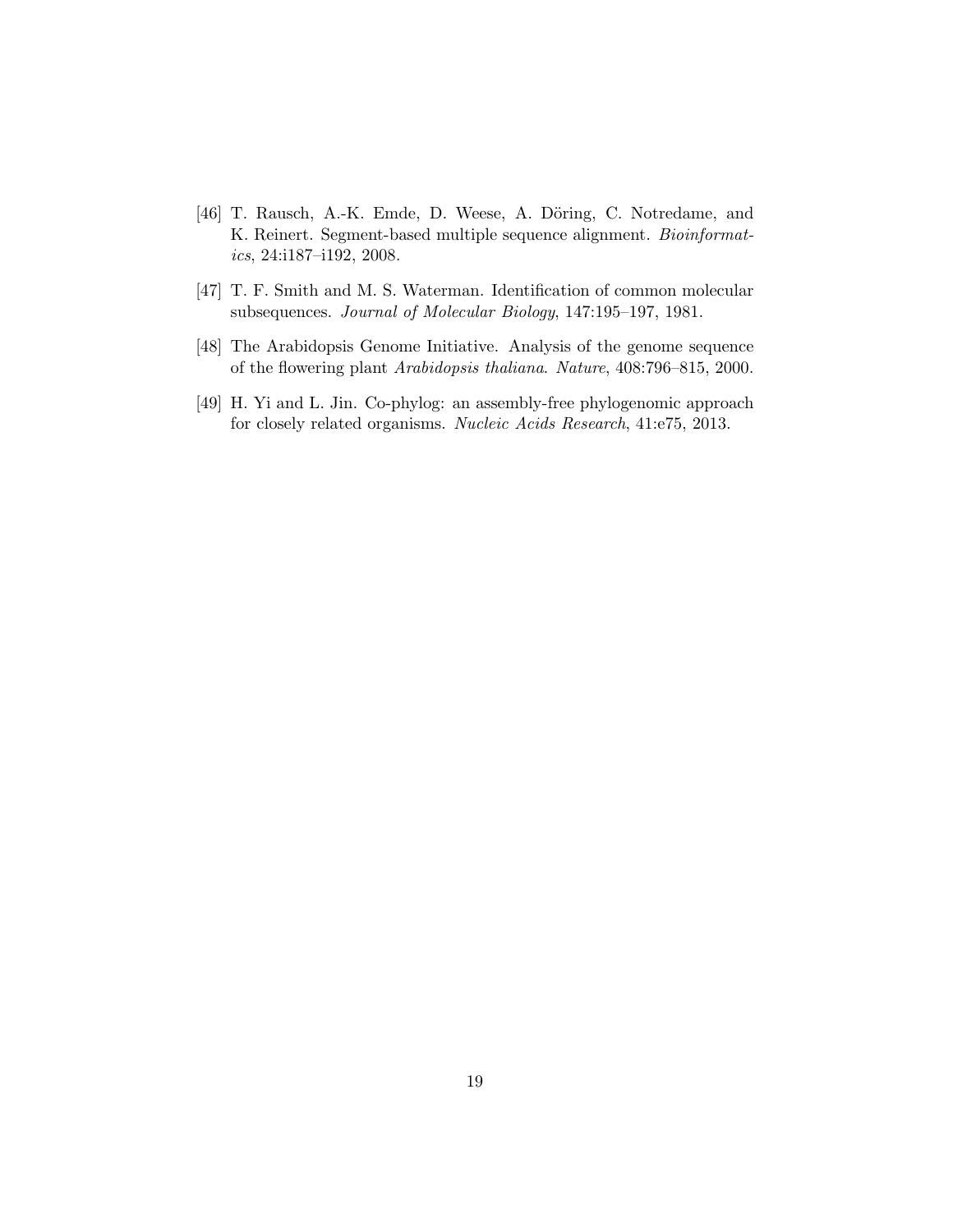[46] T. Rausch, A.-K. Emde, D. Weese, A. Döring, C. Notredame, and K. Reinert. Segment-based multiple sequence alignment. *Bioinformatics*, 24:i187–i192, 2008.

[47] T. F. Smith and M. S. Waterman. Identification of common molecular subsequences. *Journal of Molecular Biology*, 147:195–197, 1981.

[48] The Arabidopsis Genome Initiative. Analysis of the genome sequence of the flowering plant *Arabidopsis thaliana*. *Nature*, 408:796–815, 2000.

[49] H. Yi and L. Jin. Co-phylog: an assembly-free phylogenomic approach for closely related organisms. *Nucleic Acids Research*, 41:e75, 2013.